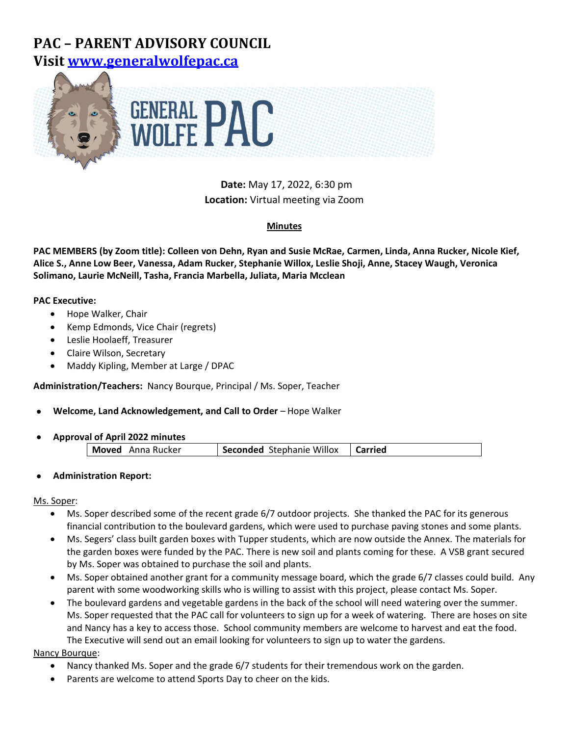# PAC – PARENT ADVISORY COUNCIL

## Visit [www.generalwolfepac.ca](http://www.generalwolfepac.ca)

GENERAL WOLFE PAC

**Date:** May 17, 2022, 6:30 pm
**Location:** Virtual meeting via Zoom

**Minutes**

**PAC MEMBERS (by Zoom title): Colleen von Dehn, Ryan and Susie McRae, Carmen, Linda, Anna Rucker, Nicole Kief, Alice S., Anne Low Beer, Vanessa, Adam Rucker, Stephanie Willox, Leslie Shoji, Anne, Stacey Waugh, Veronica Solimano, Laurie McNeill, Tasha, Francia Marbella, Juliata, Maria Mcclean**

**PAC Executive:**

- Hope Walker, Chair
- Kemp Edmonds, Vice Chair (regrets)
- Leslie Hoolaeff, Treasurer
- Claire Wilson, Secretary
- Maddy Kipling, Member at Large / DPAC

**Administration/Teachers:** Nancy Bourque, Principal / Ms. Soper, Teacher

- **Welcome, Land Acknowledgement, and Call to Order** – Hope Walker
- **Approval of April 2022 minutes**

| **Moved** Anna Rucker | **Seconded** Stephanie Willox | **Carried** |
|---|---|---|

- **Administration Report:**

Ms. Soper:

- Ms. Soper described some of the recent grade 6/7 outdoor projects. She thanked the PAC for its generous financial contribution to the boulevard gardens, which were used to purchase paving stones and some plants.
- Ms. Segers' class built garden boxes with Tupper students, which are now outside the Annex. The materials for the garden boxes were funded by the PAC. There is new soil and plants coming for these. A VSB grant secured by Ms. Soper was obtained to purchase the soil and plants.
- Ms. Soper obtained another grant for a community message board, which the grade 6/7 classes could build. Any parent with some woodworking skills who is willing to assist with this project, please contact Ms. Soper.
- The boulevard gardens and vegetable gardens in the back of the school will need watering over the summer. Ms. Soper requested that the PAC call for volunteers to sign up for a week of watering. There are hoses on site and Nancy has a key to access those. School community members are welcome to harvest and eat the food. The Executive will send out an email looking for volunteers to sign up to water the gardens.

Nancy Bourque:

- Nancy thanked Ms. Soper and the grade 6/7 students for their tremendous work on the garden.
- Parents are welcome to attend Sports Day to cheer on the kids.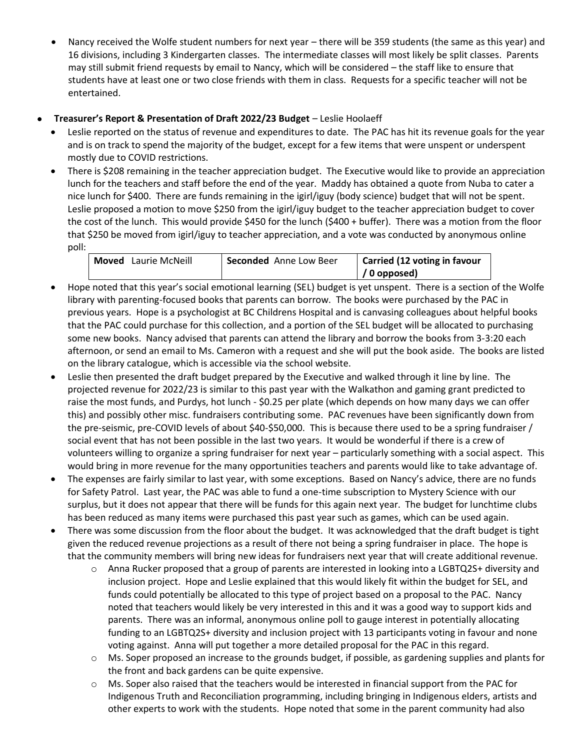- Nancy received the Wolfe student numbers for next year – there will be 359 students (the same as this year) and 16 divisions, including 3 Kindergarten classes. The intermediate classes will most likely be split classes. Parents may still submit friend requests by email to Nancy, which will be considered – the staff like to ensure that students have at least one or two close friends with them in class. Requests for a specific teacher will not be entertained.

- **Treasurer's Report & Presentation of Draft 2022/23 Budget** – Leslie Hoolaeff
  - Leslie reported on the status of revenue and expenditures to date. The PAC has hit its revenue goals for the year and is on track to spend the majority of the budget, except for a few items that were unspent or underspent mostly due to COVID restrictions.
  - There is $208 remaining in the teacher appreciation budget. The Executive would like to provide an appreciation lunch for the teachers and staff before the end of the year. Maddy has obtained a quote from Nuba to cater a nice lunch for $400. There are funds remaining in the igirl/iguy (body science) budget that will not be spent. Leslie proposed a motion to move $250 from the igirl/iguy budget to the teacher appreciation budget to cover the cost of the lunch. This would provide $450 for the lunch ($400 + buffer). There was a motion from the floor that $250 be moved from igirl/iguy to teacher appreciation, and a vote was conducted by anonymous online poll:

| **Moved** Laurie McNeill | **Seconded** Anne Low Beer | **Carried (12 voting in favour / 0 opposed)** |
|---|---|---|

  - Hope noted that this year's social emotional learning (SEL) budget is yet unspent. There is a section of the Wolfe library with parenting-focused books that parents can borrow. The books were purchased by the PAC in previous years. Hope is a psychologist at BC Childrens Hospital and is canvasing colleagues about helpful books that the PAC could purchase for this collection, and a portion of the SEL budget will be allocated to purchasing some new books. Nancy advised that parents can attend the library and borrow the books from 3-3:20 each afternoon, or send an email to Ms. Cameron with a request and she will put the book aside. The books are listed on the library catalogue, which is accessible via the school website.
  - Leslie then presented the draft budget prepared by the Executive and walked through it line by line. The projected revenue for 2022/23 is similar to this past year with the Walkathon and gaming grant predicted to raise the most funds, and Purdys, hot lunch - $0.25 per plate (which depends on how many days we can offer this) and possibly other misc. fundraisers contributing some. PAC revenues have been significantly down from the pre-seismic, pre-COVID levels of about $40-$50,000. This is because there used to be a spring fundraiser / social event that has not been possible in the last two years. It would be wonderful if there is a crew of volunteers willing to organize a spring fundraiser for next year – particularly something with a social aspect. This would bring in more revenue for the many opportunities teachers and parents would like to take advantage of.
  - The expenses are fairly similar to last year, with some exceptions. Based on Nancy's advice, there are no funds for Safety Patrol. Last year, the PAC was able to fund a one-time subscription to Mystery Science with our surplus, but it does not appear that there will be funds for this again next year. The budget for lunchtime clubs has been reduced as many items were purchased this past year such as games, which can be used again.
  - There was some discussion from the floor about the budget. It was acknowledged that the draft budget is tight given the reduced revenue projections as a result of there not being a spring fundraiser in place. The hope is that the community members will bring new ideas for fundraisers next year that will create additional revenue.
    - Anna Rucker proposed that a group of parents are interested in looking into a LGBTQ2S+ diversity and inclusion project. Hope and Leslie explained that this would likely fit within the budget for SEL, and funds could potentially be allocated to this type of project based on a proposal to the PAC. Nancy noted that teachers would likely be very interested in this and it was a good way to support kids and parents. There was an informal, anonymous online poll to gauge interest in potentially allocating funding to an LGBTQ2S+ diversity and inclusion project with 13 participants voting in favour and none voting against. Anna will put together a more detailed proposal for the PAC in this regard.
    - Ms. Soper proposed an increase to the grounds budget, if possible, as gardening supplies and plants for the front and back gardens can be quite expensive.
    - Ms. Soper also raised that the teachers would be interested in financial support from the PAC for Indigenous Truth and Reconciliation programming, including bringing in Indigenous elders, artists and other experts to work with the students. Hope noted that some in the parent community had also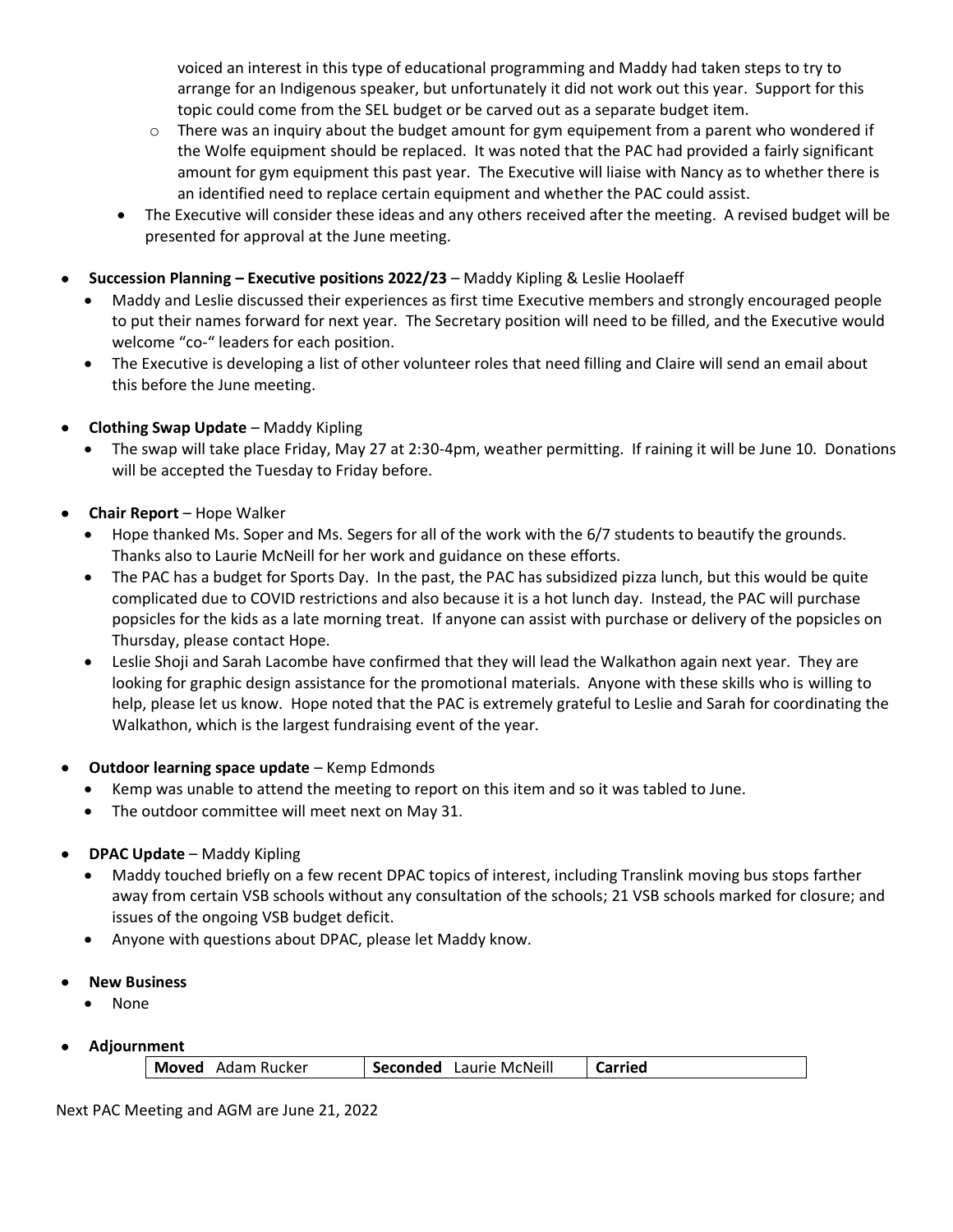voiced an interest in this type of educational programming and Maddy had taken steps to try to arrange for an Indigenous speaker, but unfortunately it did not work out this year. Support for this topic could come from the SEL budget or be carved out as a separate budget item.

  - There was an inquiry about the budget amount for gym equipement from a parent who wondered if the Wolfe equipment should be replaced. It was noted that the PAC had provided a fairly significant amount for gym equipment this past year. The Executive will liaise with Nancy as to whether there is an identified need to replace certain equipment and whether the PAC could assist.
- The Executive will consider these ideas and any others received after the meeting. A revised budget will be presented for approval at the June meeting.

- **Succession Planning – Executive positions 2022/23** – Maddy Kipling & Leslie Hoolaeff
  - Maddy and Leslie discussed their experiences as first time Executive members and strongly encouraged people to put their names forward for next year. The Secretary position will need to be filled, and the Executive would welcome "co-" leaders for each position.
  - The Executive is developing a list of other volunteer roles that need filling and Claire will send an email about this before the June meeting.

- **Clothing Swap Update** – Maddy Kipling
  - The swap will take place Friday, May 27 at 2:30-4pm, weather permitting. If raining it will be June 10. Donations will be accepted the Tuesday to Friday before.

- **Chair Report** – Hope Walker
  - Hope thanked Ms. Soper and Ms. Segers for all of the work with the 6/7 students to beautify the grounds. Thanks also to Laurie McNeill for her work and guidance on these efforts.
  - The PAC has a budget for Sports Day. In the past, the PAC has subsidized pizza lunch, but this would be quite complicated due to COVID restrictions and also because it is a hot lunch day. Instead, the PAC will purchase popsicles for the kids as a late morning treat. If anyone can assist with purchase or delivery of the popsicles on Thursday, please contact Hope.
  - Leslie Shoji and Sarah Lacombe have confirmed that they will lead the Walkathon again next year. They are looking for graphic design assistance for the promotional materials. Anyone with these skills who is willing to help, please let us know. Hope noted that the PAC is extremely grateful to Leslie and Sarah for coordinating the Walkathon, which is the largest fundraising event of the year.

- **Outdoor learning space update** – Kemp Edmonds
  - Kemp was unable to attend the meeting to report on this item and so it was tabled to June.
  - The outdoor committee will meet next on May 31.

- **DPAC Update** – Maddy Kipling
  - Maddy touched briefly on a few recent DPAC topics of interest, including Translink moving bus stops farther away from certain VSB schools without any consultation of the schools; 21 VSB schools marked for closure; and issues of the ongoing VSB budget deficit.
  - Anyone with questions about DPAC, please let Maddy know.

- **New Business**
  - None

- **Adjournment**

| | | |
|---|---|---|
| **Moved** Adam Rucker | **Seconded** Laurie McNeill | **Carried** |

Next PAC Meeting and AGM are June 21, 2022